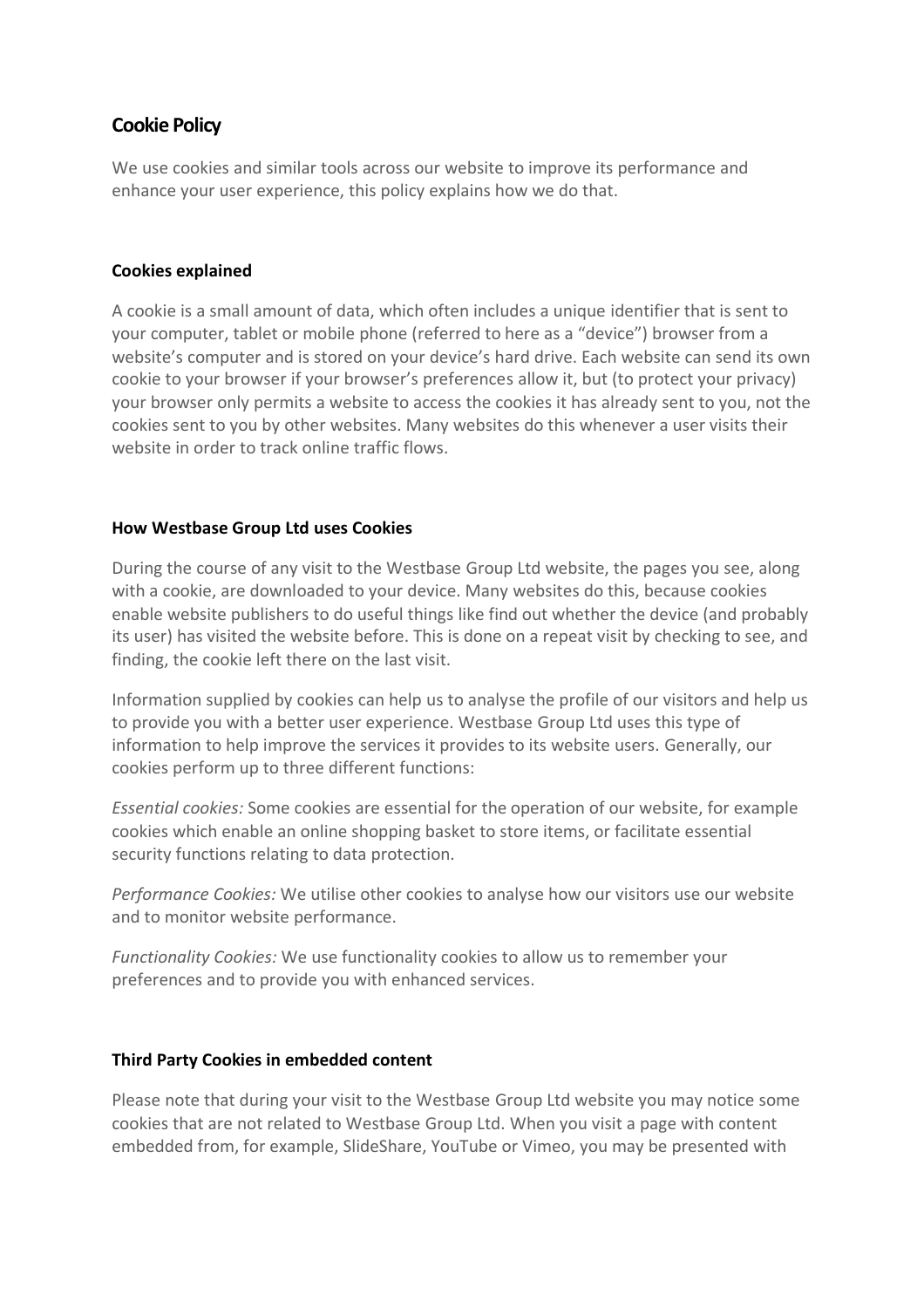# Cookie Policy

We use cookies and similar tools across our website to improve its performance and enhance your user experience, this policy explains how we do that.

### Cookies explained

A cookie is a small amount of data, which often includes a unique identifier that is sent to your computer, tablet or mobile phone (referred to here as a "device") browser from a website's computer and is stored on your device's hard drive. Each website can send its own cookie to your browser if your browser's preferences allow it, but (to protect your privacy) your browser only permits a website to access the cookies it has already sent to you, not the cookies sent to you by other websites. Many websites do this whenever a user visits their website in order to track online traffic flows.

### How Westbase Group Ltd uses Cookies

During the course of any visit to the Westbase Group Ltd website, the pages you see, along with a cookie, are downloaded to your device. Many websites do this, because cookies enable website publishers to do useful things like find out whether the device (and probably its user) has visited the website before. This is done on a repeat visit by checking to see, and finding, the cookie left there on the last visit.

Information supplied by cookies can help us to analyse the profile of our visitors and help us to provide you with a better user experience. Westbase Group Ltd uses this type of information to help improve the services it provides to its website users. Generally, our cookies perform up to three different functions:

*Essential cookies:* Some cookies are essential for the operation of our website, for example cookies which enable an online shopping basket to store items, or facilitate essential security functions relating to data protection.

*Performance Cookies:* We utilise other cookies to analyse how our visitors use our website and to monitor website performance.

*Functionality Cookies:* We use functionality cookies to allow us to remember your preferences and to provide you with enhanced services.

### Third Party Cookies in embedded content

Please note that during your visit to the Westbase Group Ltd website you may notice some cookies that are not related to Westbase Group Ltd. When you visit a page with content embedded from, for example, SlideShare, YouTube or Vimeo, you may be presented with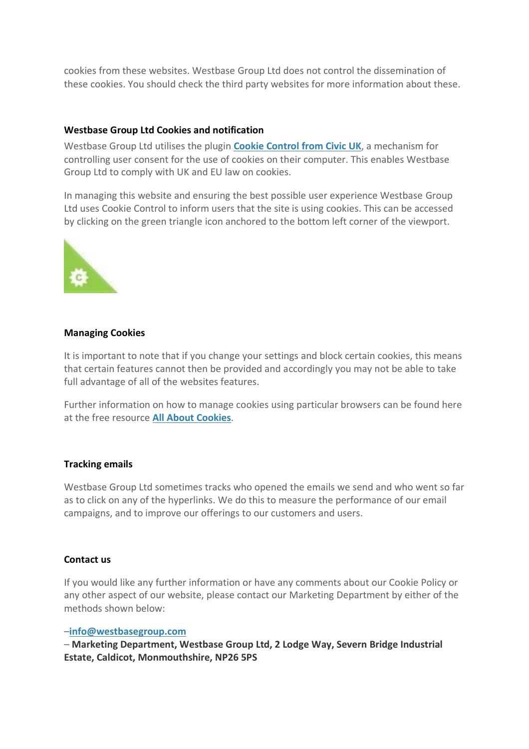cookies from these websites. Westbase Group Ltd does not control the dissemination of these cookies. You should check the third party websites for more information about these.

**Westbase Group Ltd Cookies and notification**

Westbase Group Ltd utilises the plugin **Cookie Control from Civic UK**, a mechanism for controlling user consent for the use of cookies on their computer. This enables Westbase Group Ltd to comply with UK and EU law on cookies.

In managing this website and ensuring the best possible user experience Westbase Group Ltd uses Cookie Control to inform users that the site is using cookies. This can be accessed by clicking on the green triangle icon anchored to the bottom left corner of the viewport.

**Managing Cookies**

It is important to note that if you change your settings and block certain cookies, this means that certain features cannot then be provided and accordingly you may not be able to take full advantage of all of the websites features.

Further information on how to manage cookies using particular browsers can be found here at the free resource **All About Cookies**.

**Tracking emails**

Westbase Group Ltd sometimes tracks who opened the emails we send and who went so far as to click on any of the hyperlinks. We do this to measure the performance of our email campaigns, and to improve our offerings to our customers and users.

**Contact us**

If you would like any further information or have any comments about our Cookie Policy or any other aspect of our website, please contact our Marketing Department by either of the methods shown below:

–**info@westbasegroup.com**
– **Marketing Department, Westbase Group Ltd, 2 Lodge Way, Severn Bridge Industrial Estate, Caldicot, Monmouthshire, NP26 5PS**